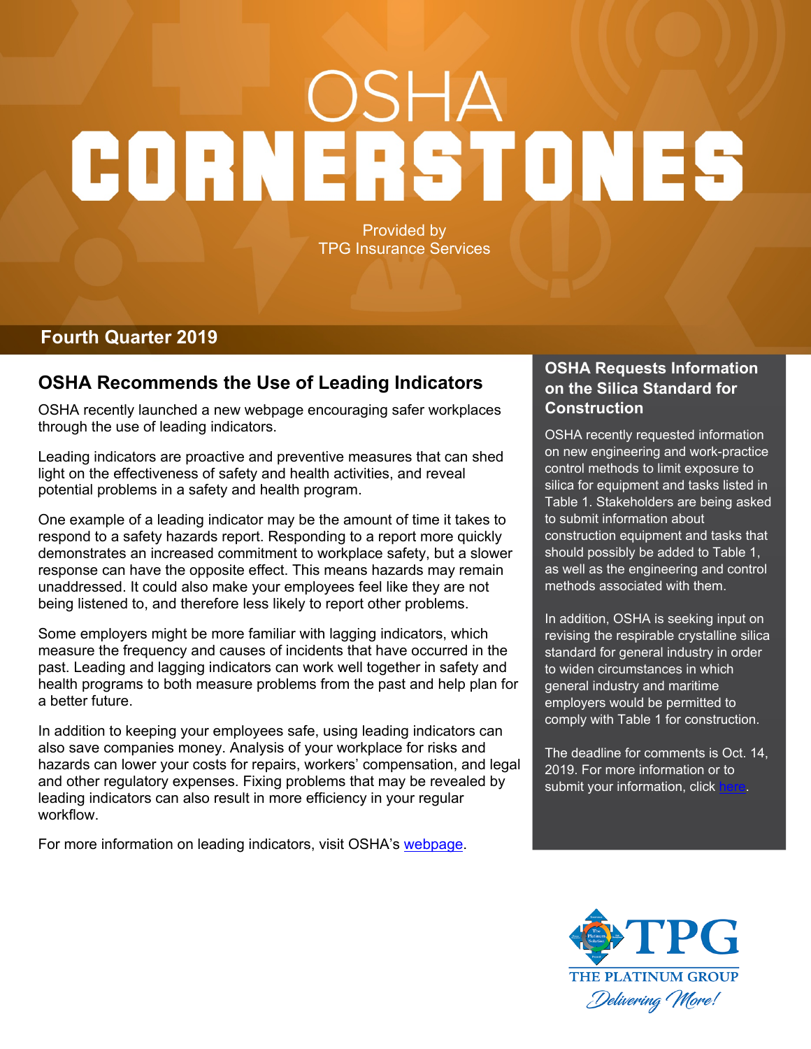# OSHA CORNERSTONES

Provided by
TPG Insurance Services

**Fourth Quarter 2019**

## OSHA Recommends the Use of Leading Indicators

OSHA recently launched a new webpage encouraging safer workplaces through the use of leading indicators.

Leading indicators are proactive and preventive measures that can shed light on the effectiveness of safety and health activities, and reveal potential problems in a safety and health program.

One example of a leading indicator may be the amount of time it takes to respond to a safety hazards report. Responding to a report more quickly demonstrates an increased commitment to workplace safety, but a slower response can have the opposite effect. This means hazards may remain unaddressed. It could also make your employees feel like they are not being listened to, and therefore less likely to report other problems.

Some employers might be more familiar with lagging indicators, which measure the frequency and causes of incidents that have occurred in the past. Leading and lagging indicators can work well together in safety and health programs to both measure problems from the past and help plan for a better future.

In addition to keeping your employees safe, using leading indicators can also save companies money. Analysis of your workplace for risks and hazards can lower your costs for repairs, workers' compensation, and legal and other regulatory expenses. Fixing problems that may be revealed by leading indicators can also result in more efficiency in your regular workflow.

For more information on leading indicators, visit OSHA's webpage.

## OSHA Requests Information on the Silica Standard for Construction

OSHA recently requested information on new engineering and work-practice control methods to limit exposure to silica for equipment and tasks listed in Table 1. Stakeholders are being asked to submit information about construction equipment and tasks that should possibly be added to Table 1, as well as the engineering and control methods associated with them.

In addition, OSHA is seeking input on revising the respirable crystalline silica standard for general industry in order to widen circumstances in which general industry and maritime employers would be permitted to comply with Table 1 for construction.

The deadline for comments is Oct. 14, 2019. For more information or to submit your information, click here.

TPG
THE PLATINUM GROUP
*Delivering More!*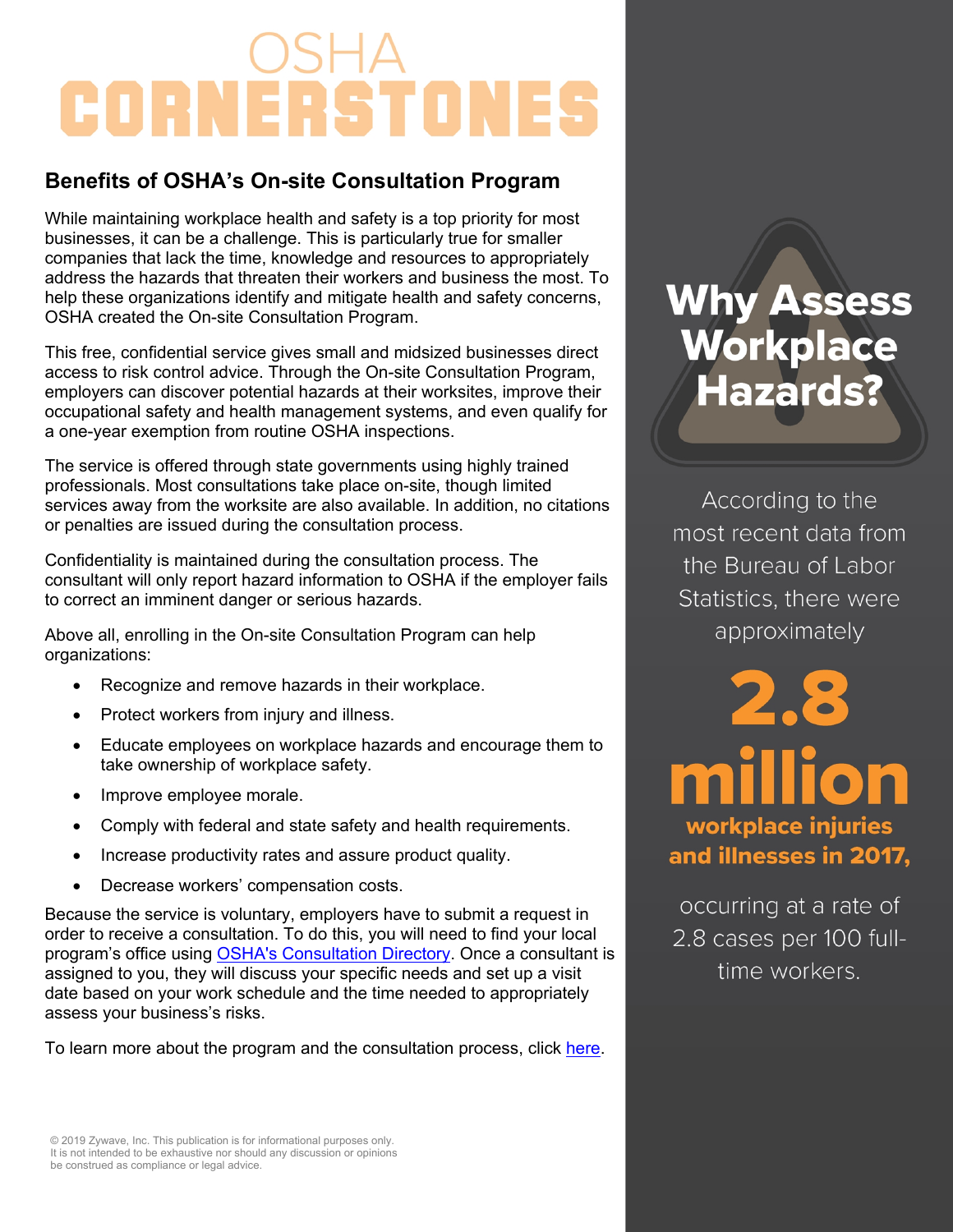# OSHA CORNERSTONES

## Benefits of OSHA's On-site Consultation Program

While maintaining workplace health and safety is a top priority for most businesses, it can be a challenge. This is particularly true for smaller companies that lack the time, knowledge and resources to appropriately address the hazards that threaten their workers and business the most. To help these organizations identify and mitigate health and safety concerns, OSHA created the On-site Consultation Program.

This free, confidential service gives small and midsized businesses direct access to risk control advice. Through the On-site Consultation Program, employers can discover potential hazards at their worksites, improve their occupational safety and health management systems, and even qualify for a one-year exemption from routine OSHA inspections.

The service is offered through state governments using highly trained professionals. Most consultations take place on-site, though limited services away from the worksite are also available. In addition, no citations or penalties are issued during the consultation process.

Confidentiality is maintained during the consultation process. The consultant will only report hazard information to OSHA if the employer fails to correct an imminent danger or serious hazards.

Above all, enrolling in the On-site Consultation Program can help organizations:

- Recognize and remove hazards in their workplace.
- Protect workers from injury and illness.
- Educate employees on workplace hazards and encourage them to take ownership of workplace safety.
- Improve employee morale.
- Comply with federal and state safety and health requirements.
- Increase productivity rates and assure product quality.
- Decrease workers' compensation costs.

Because the service is voluntary, employers have to submit a request in order to receive a consultation. To do this, you will need to find your local program's office using OSHA's Consultation Directory. Once a consultant is assigned to you, they will discuss your specific needs and set up a visit date based on your work schedule and the time needed to appropriately assess your business's risks.

To learn more about the program and the consultation process, click here.

## Why Assess Workplace Hazards?

According to the most recent data from the Bureau of Labor Statistics, there were approximately

**2.8 million**

**workplace injuries and illnesses in 2017,**

occurring at a rate of 2.8 cases per 100 full-time workers.

© 2019 Zywave, Inc. This publication is for informational purposes only. It is not intended to be exhaustive nor should any discussion or opinions be construed as compliance or legal advice.